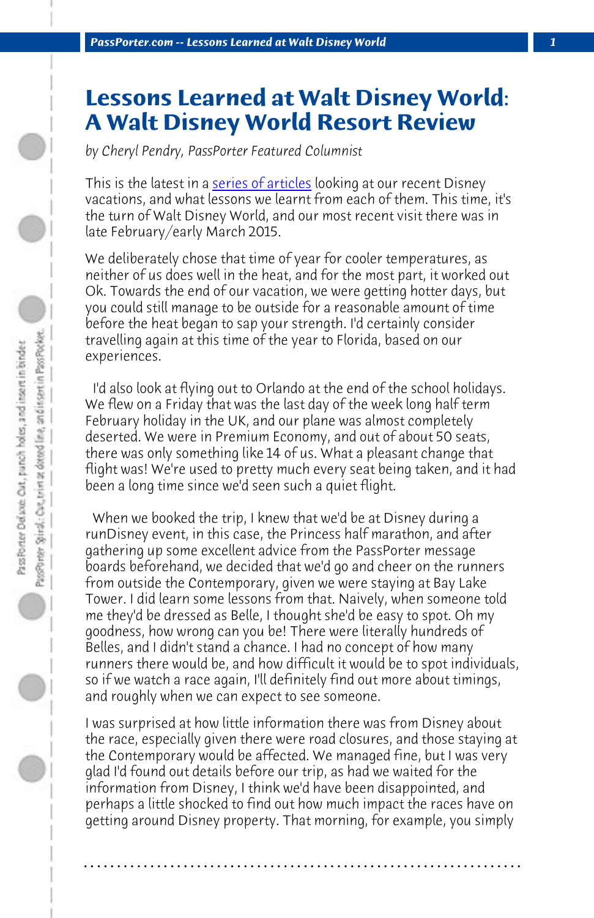# Lessons Learned at Walt Disney World: A Walt Disney World Resort Review

*by Cheryl Pendry, PassPorter Featured Columnist*

This is the latest in a series of articles looking at our recent Disney vacations, and what lessons we learnt from each of them. This time, it's the turn of Walt Disney World, and our most recent visit there was in late February/early March 2015.

We deliberately chose that time of year for cooler temperatures, as neither of us does well in the heat, and for the most part, it worked out Ok. Towards the end of our vacation, we were getting hotter days, but you could still manage to be outside for a reasonable amount of time before the heat began to sap your strength. I'd certainly consider travelling again at this time of the year to Florida, based on our experiences.

I'd also look at flying out to Orlando at the end of the school holidays. We flew on a Friday that was the last day of the week long half term February holiday in the UK, and our plane was almost completely deserted. We were in Premium Economy, and out of about 50 seats, there was only something like 14 of us. What a pleasant change that flight was! We're used to pretty much every seat being taken, and it had been a long time since we'd seen such a quiet flight.

When we booked the trip, I knew that we'd be at Disney during a runDisney event, in this case, the Princess half marathon, and after gathering up some excellent advice from the PassPorter message boards beforehand, we decided that we'd go and cheer on the runners from outside the Contemporary, given we were staying at Bay Lake Tower. I did learn some lessons from that. Naively, when someone told me they'd be dressed as Belle, I thought she'd be easy to spot. Oh my goodness, how wrong can you be! There were literally hundreds of Belles, and I didn't stand a chance. I had no concept of how many runners there would be, and how difficult it would be to spot individuals, so if we watch a race again, I'll definitely find out more about timings, and roughly when we can expect to see someone.

I was surprised at how little information there was from Disney about the race, especially given there were road closures, and those staying at the Contemporary would be affected. We managed fine, but I was very glad I'd found out details before our trip, as had we waited for the information from Disney, I think we'd have been disappointed, and perhaps a little shocked to find out how much impact the races have on getting around Disney property. That morning, for example, you simply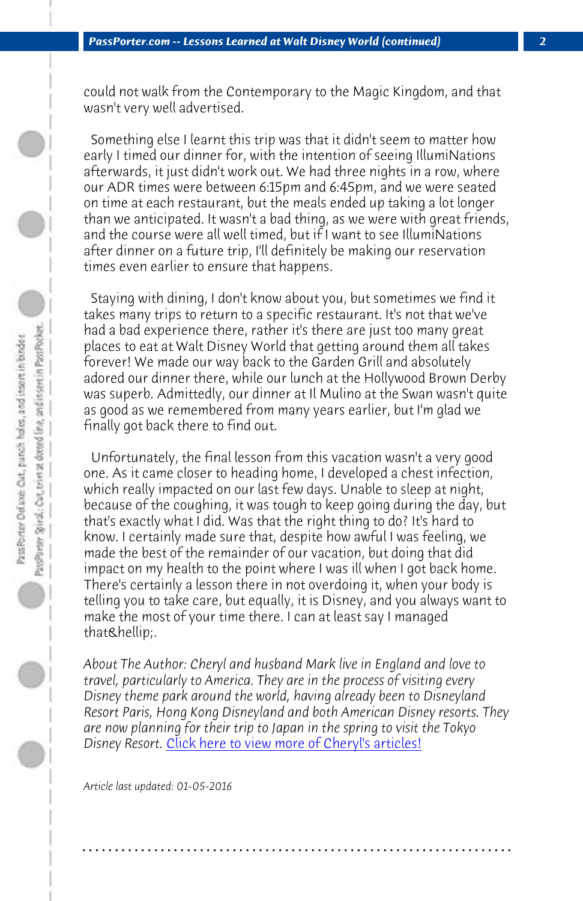could not walk from the Contemporary to the Magic Kingdom, and that wasn't very well advertised.

Something else I learnt this trip was that it didn't seem to matter how early I timed our dinner for, with the intention of seeing IllumiNations afterwards, it just didn't work out. We had three nights in a row, where our ADR times were between 6:15pm and 6:45pm, and we were seated on time at each restaurant, but the meals ended up taking a lot longer than we anticipated. It wasn't a bad thing, as we were with great friends, and the course were all well timed, but if I want to see IllumiNations after dinner on a future trip, I'll definitely be making our reservation times even earlier to ensure that happens.

Staying with dining, I don't know about you, but sometimes we find it takes many trips to return to a specific restaurant. It's not that we've had a bad experience there, rather it's there are just too many great places to eat at Walt Disney World that getting around them all takes forever! We made our way back to the Garden Grill and absolutely adored our dinner there, while our lunch at the Hollywood Brown Derby was superb. Admittedly, our dinner at Il Mulino at the Swan wasn't quite as good as we remembered from many years earlier, but I'm glad we finally got back there to find out.

Unfortunately, the final lesson from this vacation wasn't a very good one. As it came closer to heading home, I developed a chest infection, which really impacted on our last few days. Unable to sleep at night, because of the coughing, it was tough to keep going during the day, but that's exactly what I did. Was that the right thing to do? It's hard to know. I certainly made sure that, despite how awful I was feeling, we made the best of the remainder of our vacation, but doing that did impact on my health to the point where I was ill when I got back home. There's certainly a lesson there in not overdoing it, when your body is telling you to take care, but equally, it is Disney, and you always want to make the most of your time there. I can at least say I managed that&hellip;.

*About The Author: Cheryl and husband Mark live in England and love to travel, particularly to America. They are in the process of visiting every Disney theme park around the world, having already been to Disneyland Resort Paris, Hong Kong Disneyland and both American Disney resorts. They are now planning for their trip to Japan in the spring to visit the Tokyo Disney Resort.* Click here to view more of Cheryl's articles!

*Article last updated: 01-05-2016*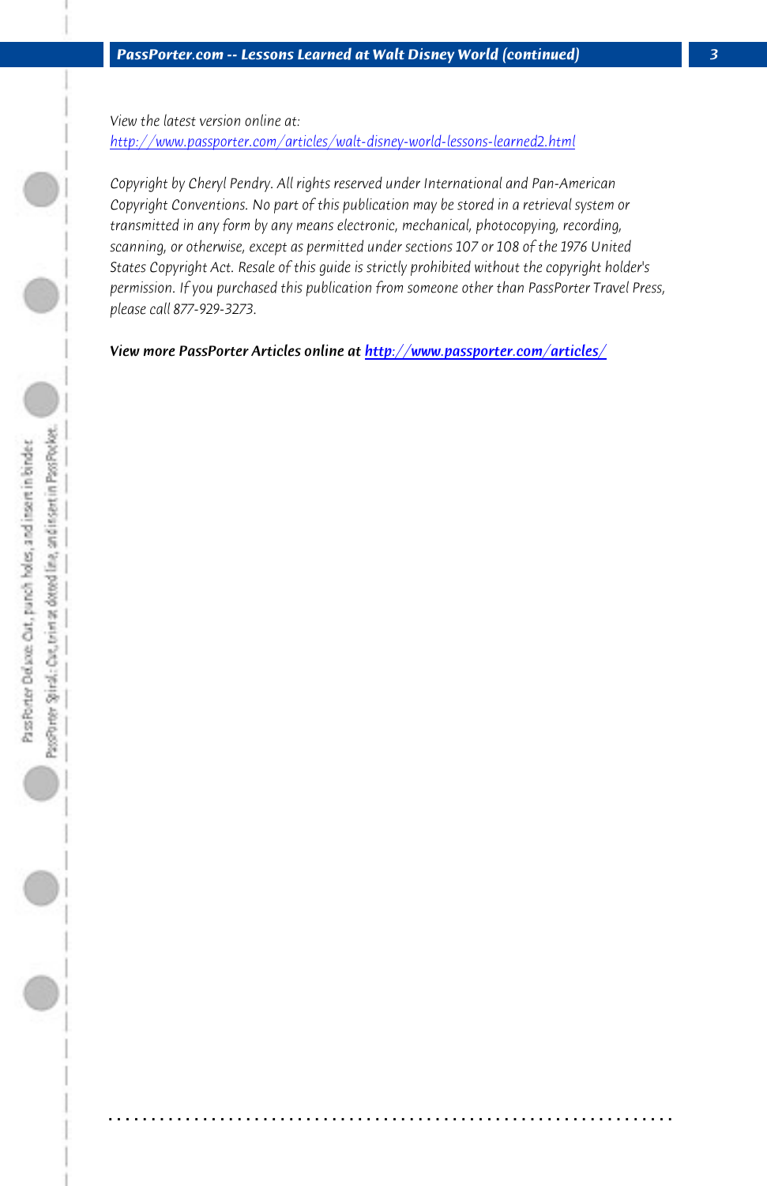*View the latest version online at:*
*http://www.passporter.com/articles/walt-disney-world-lessons-learned2.html*

*Copyright by Cheryl Pendry. All rights reserved under International and Pan-American Copyright Conventions. No part of this publication may be stored in a retrieval system or transmitted in any form by any means electronic, mechanical, photocopying, recording, scanning, or otherwise, except as permitted under sections 107 or 108 of the 1976 United States Copyright Act. Resale of this guide is strictly prohibited without the copyright holder's permission. If you purchased this publication from someone other than PassPorter Travel Press, please call 877-929-3273.*

***View more PassPorter Articles online at http://www.passporter.com/articles/***